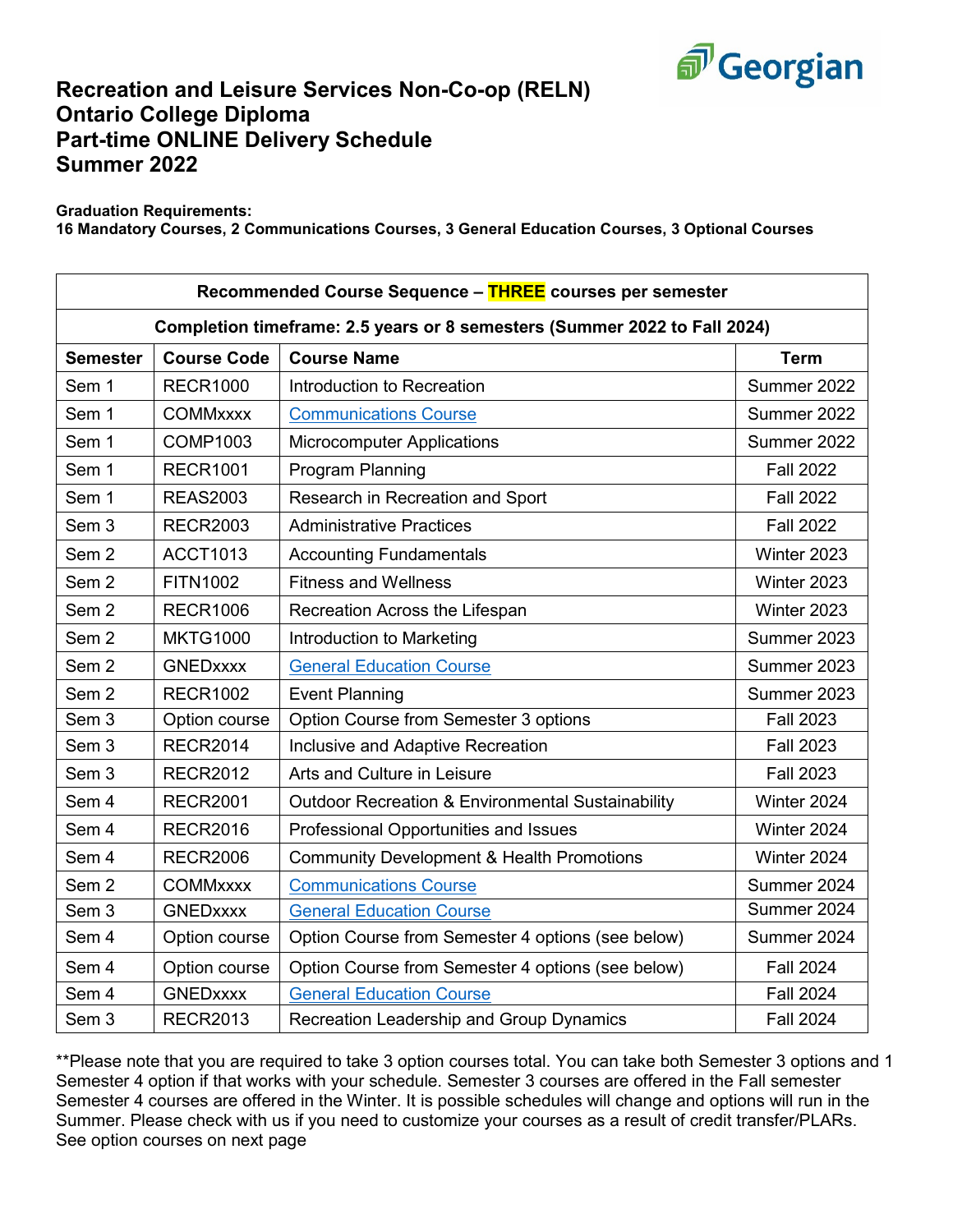# Recreation and Leisure Services Non-Co-op (RELN)
# Ontario College Diploma
# Part-time ONLINE Delivery Schedule
# Summer 2022

**Graduation Requirements:**
**16 Mandatory Courses, 2 Communications Courses, 3 General Education Courses, 3 Optional Courses**

| Recommended Course Sequence – THREE courses per semester | | | |
|---|---|---|---|
| **Completion timeframe: 2.5 years or 8 semesters (Summer 2022 to Fall 2024)** | | | |
| **Semester** | **Course Code** | **Course Name** | **Term** |
| Sem 1 | RECR1000 | Introduction to Recreation | Summer 2022 |
| Sem 1 | COMMxxxx | Communications Course | Summer 2022 |
| Sem 1 | COMP1003 | Microcomputer Applications | Summer 2022 |
| Sem 1 | RECR1001 | Program Planning | Fall 2022 |
| Sem 1 | REAS2003 | Research in Recreation and Sport | Fall 2022 |
| Sem 3 | RECR2003 | Administrative Practices | Fall 2022 |
| Sem 2 | ACCT1013 | Accounting Fundamentals | Winter 2023 |
| Sem 2 | FITN1002 | Fitness and Wellness | Winter 2023 |
| Sem 2 | RECR1006 | Recreation Across the Lifespan | Winter 2023 |
| Sem 2 | MKTG1000 | Introduction to Marketing | Summer 2023 |
| Sem 2 | GNEDxxxx | General Education Course | Summer 2023 |
| Sem 2 | RECR1002 | Event Planning | Summer 2023 |
| Sem 3 | Option course | Option Course from Semester 3 options | Fall 2023 |
| Sem 3 | RECR2014 | Inclusive and Adaptive Recreation | Fall 2023 |
| Sem 3 | RECR2012 | Arts and Culture in Leisure | Fall 2023 |
| Sem 4 | RECR2001 | Outdoor Recreation & Environmental Sustainability | Winter 2024 |
| Sem 4 | RECR2016 | Professional Opportunities and Issues | Winter 2024 |
| Sem 4 | RECR2006 | Community Development & Health Promotions | Winter 2024 |
| Sem 2 | COMMxxxx | Communications Course | Summer 2024 |
| Sem 3 | GNEDxxxx | General Education Course | Summer 2024 |
| Sem 4 | Option course | Option Course from Semester 4 options (see below) | Summer 2024 |
| Sem 4 | Option course | Option Course from Semester 4 options (see below) | Fall 2024 |
| Sem 4 | GNEDxxxx | General Education Course | Fall 2024 |
| Sem 3 | RECR2013 | Recreation Leadership and Group Dynamics | Fall 2024 |

**Please note that you are required to take 3 option courses total. You can take both Semester 3 options and 1 Semester 4 option if that works with your schedule. Semester 3 courses are offered in the Fall semester Semester 4 courses are offered in the Winter. It is possible schedules will change and options will run in the Summer. Please check with us if you need to customize your courses as a result of credit transfer/PLARs. See option courses on next page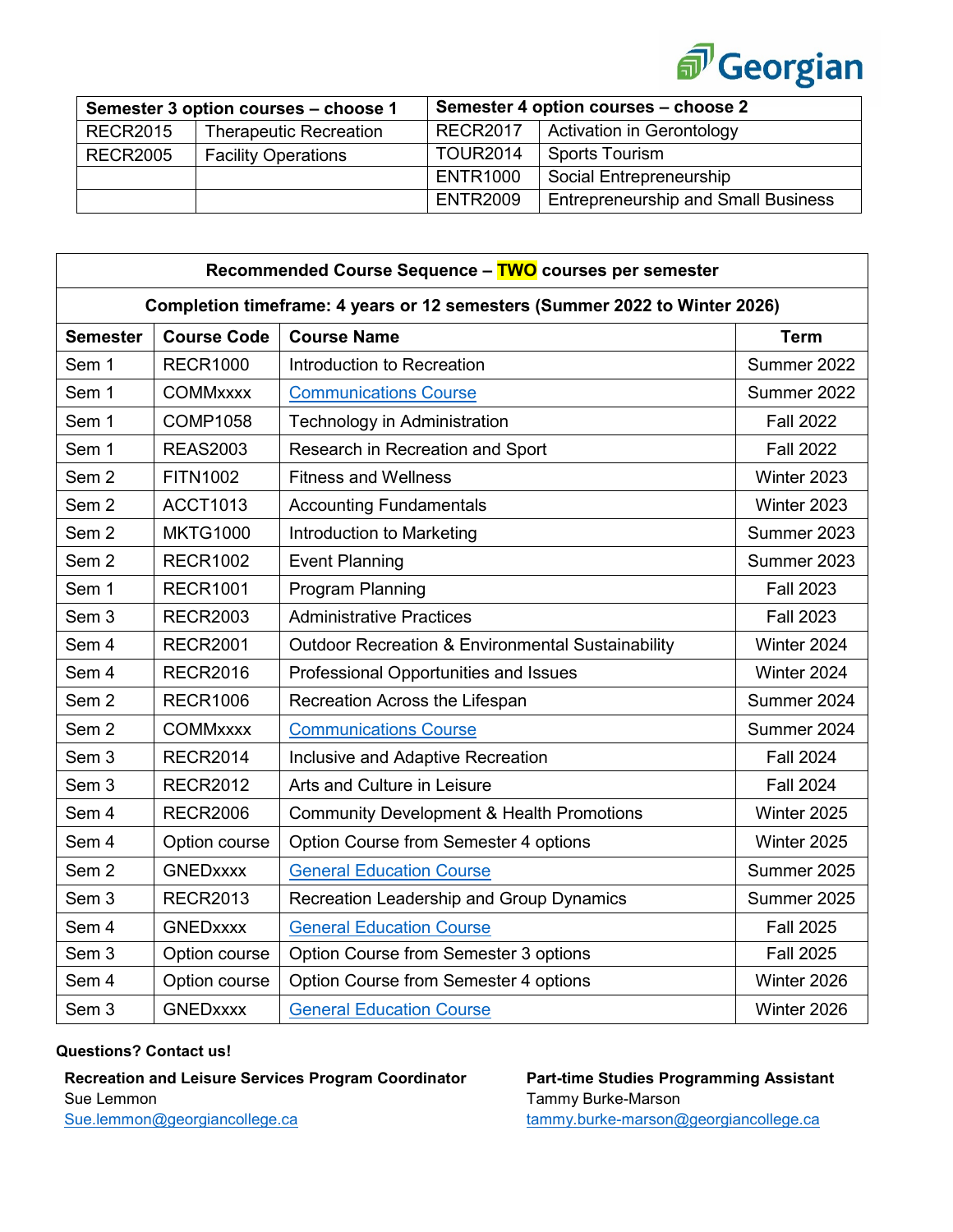| Semester 3 option courses – choose 1 | | Semester 4 option courses – choose 2 | |
|---|---|---|---|
| RECR2015 | Therapeutic Recreation | RECR2017 | Activation in Gerontology |
| RECR2005 | Facility Operations | TOUR2014 | Sports Tourism |
| | | ENTR1000 | Social Entrepreneurship |
| | | ENTR2009 | Entrepreneurship and Small Business |

| Recommended Course Sequence – **TWO** courses per semester | | | |
|---|---|---|---|
| **Completion timeframe: 4 years or 12 semesters (Summer 2022 to Winter 2026)** | | | |
| **Semester** | **Course Code** | **Course Name** | **Term** |
| Sem 1 | RECR1000 | Introduction to Recreation | Summer 2022 |
| Sem 1 | COMMxxxx | Communications Course | Summer 2022 |
| Sem 1 | COMP1058 | Technology in Administration | Fall 2022 |
| Sem 1 | REAS2003 | Research in Recreation and Sport | Fall 2022 |
| Sem 2 | FITN1002 | Fitness and Wellness | Winter 2023 |
| Sem 2 | ACCT1013 | Accounting Fundamentals | Winter 2023 |
| Sem 2 | MKTG1000 | Introduction to Marketing | Summer 2023 |
| Sem 2 | RECR1002 | Event Planning | Summer 2023 |
| Sem 1 | RECR1001 | Program Planning | Fall 2023 |
| Sem 3 | RECR2003 | Administrative Practices | Fall 2023 |
| Sem 4 | RECR2001 | Outdoor Recreation & Environmental Sustainability | Winter 2024 |
| Sem 4 | RECR2016 | Professional Opportunities and Issues | Winter 2024 |
| Sem 2 | RECR1006 | Recreation Across the Lifespan | Summer 2024 |
| Sem 2 | COMMxxxx | Communications Course | Summer 2024 |
| Sem 3 | RECR2014 | Inclusive and Adaptive Recreation | Fall 2024 |
| Sem 3 | RECR2012 | Arts and Culture in Leisure | Fall 2024 |
| Sem 4 | RECR2006 | Community Development & Health Promotions | Winter 2025 |
| Sem 4 | Option course | Option Course from Semester 4 options | Winter 2025 |
| Sem 2 | GNEDxxxx | General Education Course | Summer 2025 |
| Sem 3 | RECR2013 | Recreation Leadership and Group Dynamics | Summer 2025 |
| Sem 4 | GNEDxxxx | General Education Course | Fall 2025 |
| Sem 3 | Option course | Option Course from Semester 3 options | Fall 2025 |
| Sem 4 | Option course | Option Course from Semester 4 options | Winter 2026 |
| Sem 3 | GNEDxxxx | General Education Course | Winter 2026 |

**Questions? Contact us!**

**Recreation and Leisure Services Program Coordinator**
Sue Lemmon
Sue.lemmon@georgiancollege.ca

**Part-time Studies Programming Assistant**
Tammy Burke-Marson
tammy.burke-marson@georgiancollege.ca